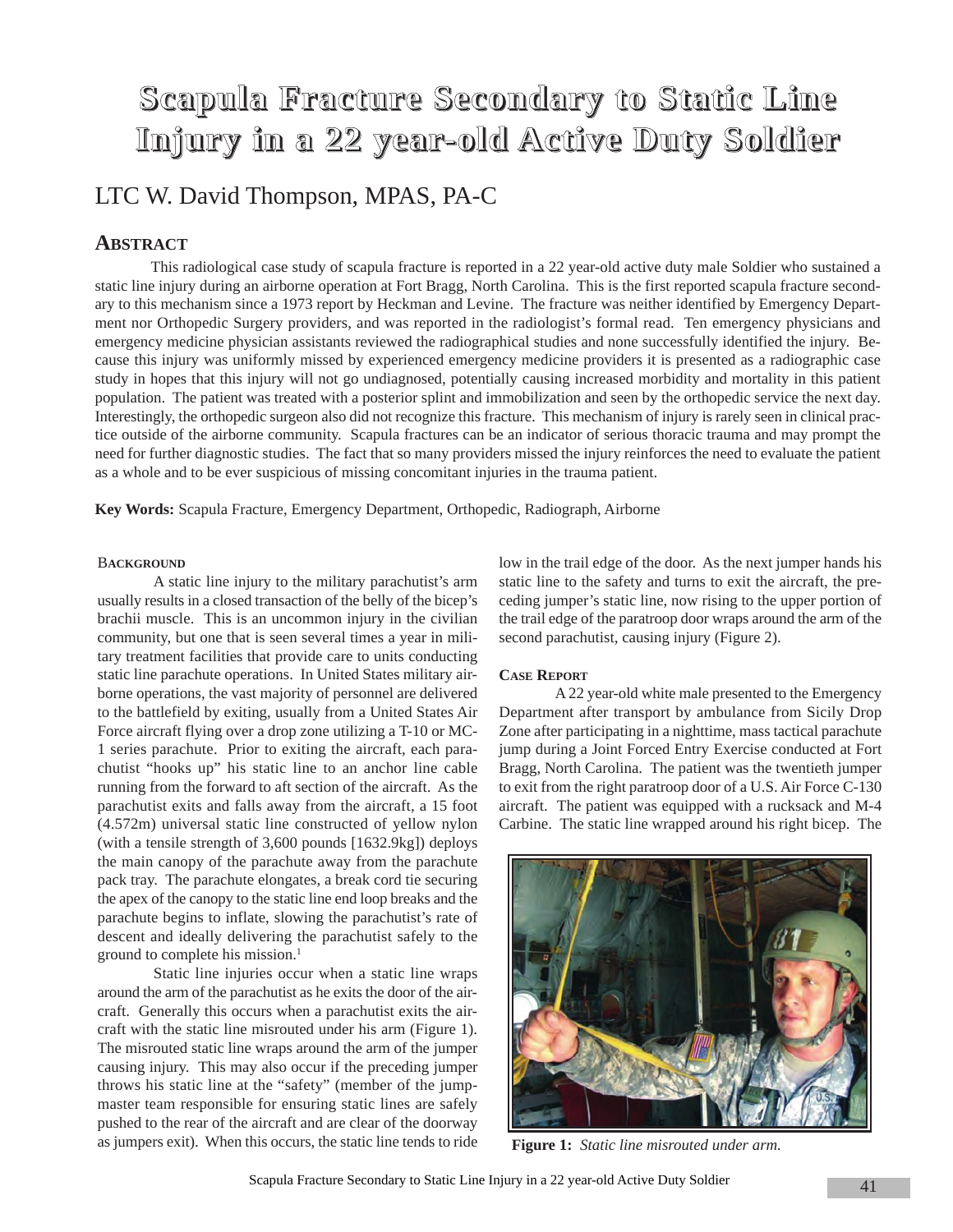# Scapula Fracture Secondary to Static Line Injury in a 22 year-old Active Duty Soldier

LTC W. David Thompson, MPAS, PA-C

## Abstract

This radiological case study of scapula fracture is reported in a 22 year-old active duty male Soldier who sustained a static line injury during an airborne operation at Fort Bragg, North Carolina. This is the first reported scapula fracture secondary to this mechanism since a 1973 report by Heckman and Levine. The fracture was neither identified by Emergency Department nor Orthopedic Surgery providers, and was reported in the radiologist's formal read. Ten emergency physicians and emergency medicine physician assistants reviewed the radiographical studies and none successfully identified the injury. Because this injury was uniformly missed by experienced emergency medicine providers it is presented as a radiographic case study in hopes that this injury will not go undiagnosed, potentially causing increased morbidity and mortality in this patient population. The patient was treated with a posterior splint and immobilization and seen by the orthopedic service the next day. Interestingly, the orthopedic surgeon also did not recognize this fracture. This mechanism of injury is rarely seen in clinical practice outside of the airborne community. Scapula fractures can be an indicator of serious thoracic trauma and may prompt the need for further diagnostic studies. The fact that so many providers missed the injury reinforces the need to evaluate the patient as a whole and to be ever suspicious of missing concomitant injuries in the trauma patient.

**Key Words:** Scapula Fracture, Emergency Department, Orthopedic, Radiograph, Airborne

### Background

A static line injury to the military parachutist's arm usually results in a closed transaction of the belly of the bicep's brachii muscle. This is an uncommon injury in the civilian community, but one that is seen several times a year in military treatment facilities that provide care to units conducting static line parachute operations. In United States military airborne operations, the vast majority of personnel are delivered to the battlefield by exiting, usually from a United States Air Force aircraft flying over a drop zone utilizing a T-10 or MC-1 series parachute. Prior to exiting the aircraft, each parachutist "hooks up" his static line to an anchor line cable running from the forward to aft section of the aircraft. As the parachutist exits and falls away from the aircraft, a 15 foot (4.572m) universal static line constructed of yellow nylon (with a tensile strength of 3,600 pounds [1632.9kg]) deploys the main canopy of the parachute away from the parachute pack tray. The parachute elongates, a break cord tie securing the apex of the canopy to the static line end loop breaks and the parachute begins to inflate, slowing the parachutist's rate of descent and ideally delivering the parachutist safely to the ground to complete his mission.[1]

Static line injuries occur when a static line wraps around the arm of the parachutist as he exits the door of the aircraft. Generally this occurs when a parachutist exits the aircraft with the static line misrouted under his arm (Figure 1). The misrouted static line wraps around the arm of the jumper causing injury. This may also occur if the preceding jumper throws his static line at the "safety" (member of the jumpmaster team responsible for ensuring static lines are safely pushed to the rear of the aircraft and are clear of the doorway as jumpers exit). When this occurs, the static line tends to ride low in the trail edge of the door. As the next jumper hands his static line to the safety and turns to exit the aircraft, the preceding jumper's static line, now rising to the upper portion of the trail edge of the paratroop door wraps around the arm of the second parachutist, causing injury (Figure 2).

### Case Report

A 22 year-old white male presented to the Emergency Department after transport by ambulance from Sicily Drop Zone after participating in a nighttime, mass tactical parachute jump during a Joint Forced Entry Exercise conducted at Fort Bragg, North Carolina. The patient was the twentieth jumper to exit from the right paratroop door of a U.S. Air Force C-130 aircraft. The patient was equipped with a rucksack and M-4 Carbine. The static line wrapped around his right bicep. The

**Figure 1:** *Static line misrouted under arm.*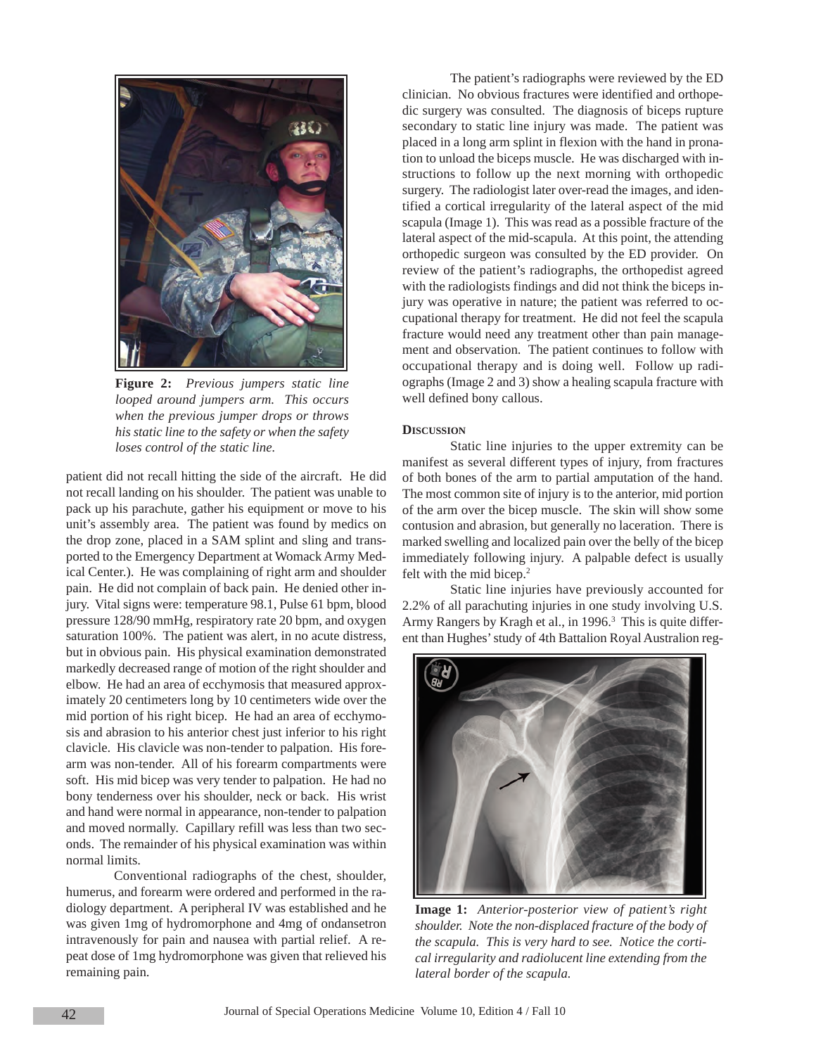**Figure 2:** *Previous jumpers static line looped around jumpers arm. This occurs when the previous jumper drops or throws his static line to the safety or when the safety loses control of the static line.*

patient did not recall hitting the side of the aircraft. He did not recall landing on his shoulder. The patient was unable to pack up his parachute, gather his equipment or move to his unit's assembly area. The patient was found by medics on the drop zone, placed in a SAM splint and sling and transported to the Emergency Department at Womack Army Medical Center.). He was complaining of right arm and shoulder pain. He did not complain of back pain. He denied other injury. Vital signs were: temperature 98.1, Pulse 61 bpm, blood pressure 128/90 mmHg, respiratory rate 20 bpm, and oxygen saturation 100%. The patient was alert, in no acute distress, but in obvious pain. His physical examination demonstrated markedly decreased range of motion of the right shoulder and elbow. He had an area of ecchymosis that measured approximately 20 centimeters long by 10 centimeters wide over the mid portion of his right bicep. He had an area of ecchymosis and abrasion to his anterior chest just inferior to his right clavicle. His clavicle was non-tender to palpation. His forearm was non-tender. All of his forearm compartments were soft. His mid bicep was very tender to palpation. He had no bony tenderness over his shoulder, neck or back. His wrist and hand were normal in appearance, non-tender to palpation and moved normally. Capillary refill was less than two seconds. The remainder of his physical examination was within normal limits.

Conventional radiographs of the chest, shoulder, humerus, and forearm were ordered and performed in the radiology department. A peripheral IV was established and he was given 1mg of hydromorphone and 4mg of ondansetron intravenously for pain and nausea with partial relief. A repeat dose of 1mg hydromorphone was given that relieved his remaining pain.

The patient's radiographs were reviewed by the ED clinician. No obvious fractures were identified and orthopedic surgery was consulted. The diagnosis of biceps rupture secondary to static line injury was made. The patient was placed in a long arm splint in flexion with the hand in pronation to unload the biceps muscle. He was discharged with instructions to follow up the next morning with orthopedic surgery. The radiologist later over-read the images, and identified a cortical irregularity of the lateral aspect of the mid scapula (Image 1). This was read as a possible fracture of the lateral aspect of the mid-scapula. At this point, the attending orthopedic surgeon was consulted by the ED provider. On review of the patient's radiographs, the orthopedist agreed with the radiologists findings and did not think the biceps injury was operative in nature; the patient was referred to occupational therapy for treatment. He did not feel the scapula fracture would need any treatment other than pain management and observation. The patient continues to follow with occupational therapy and is doing well. Follow up radiographs (Image 2 and 3) show a healing scapula fracture with well defined bony callous.

## Discussion

Static line injuries to the upper extremity can be manifest as several different types of injury, from fractures of both bones of the arm to partial amputation of the hand. The most common site of injury is to the anterior, mid portion of the arm over the bicep muscle. The skin will show some contusion and abrasion, but generally no laceration. There is marked swelling and localized pain over the belly of the bicep immediately following injury. A palpable defect is usually felt with the mid bicep.[2]

Static line injuries have previously accounted for 2.2% of all parachuting injuries in one study involving U.S. Army Rangers by Kragh et al., in 1996.[3] This is quite different than Hughes' study of 4th Battalion Royal Australion reg-

**Image 1:** *Anterior-posterior view of patient's right shoulder. Note the non-displaced fracture of the body of the scapula. This is very hard to see. Notice the cortical irregularity and radiolucent line extending from the lateral border of the scapula.*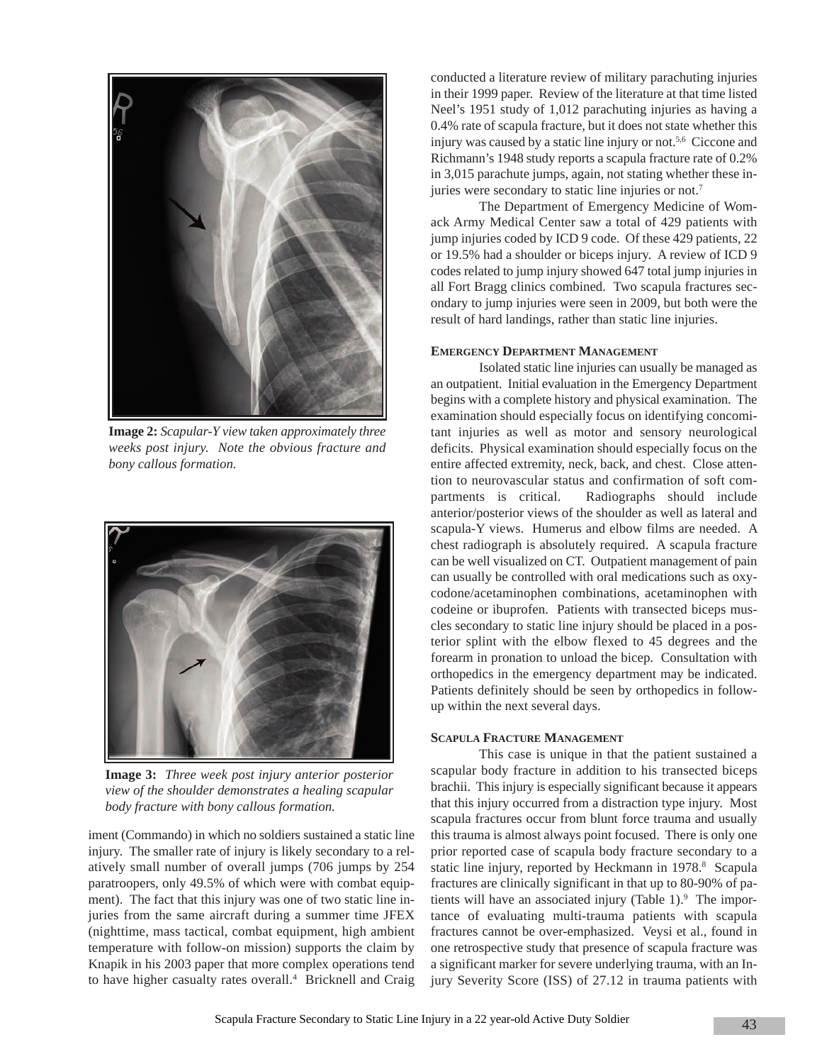**Image 2:** *Scapular-Y view taken approximately three weeks post injury. Note the obvious fracture and bony callous formation.*

**Image 3:** *Three week post injury anterior posterior view of the shoulder demonstrates a healing scapular body fracture with bony callous formation.*

iment (Commando) in which no soldiers sustained a static line injury. The smaller rate of injury is likely secondary to a relatively small number of overall jumps (706 jumps by 254 paratroopers, only 49.5% of which were with combat equipment). The fact that this injury was one of two static line injuries from the same aircraft during a summer time JFEX (nighttime, mass tactical, combat equipment, high ambient temperature with follow-on mission) supports the claim by Knapik in his 2003 paper that more complex operations tend to have higher casualty rates overall.[4] Bricknell and Craig conducted a literature review of military parachuting injuries in their 1999 paper. Review of the literature at that time listed Neel's 1951 study of 1,012 parachuting injuries as having a 0.4% rate of scapula fracture, but it does not state whether this injury was caused by a static line injury or not.[5,6] Ciccone and Richmann's 1948 study reports a scapula fracture rate of 0.2% in 3,015 parachute jumps, again, not stating whether these injuries were secondary to static line injuries or not.[7]

The Department of Emergency Medicine of Womack Army Medical Center saw a total of 429 patients with jump injuries coded by ICD 9 code. Of these 429 patients, 22 or 19.5% had a shoulder or biceps injury. A review of ICD 9 codes related to jump injury showed 647 total jump injuries in all Fort Bragg clinics combined. Two scapula fractures secondary to jump injuries were seen in 2009, but both were the result of hard landings, rather than static line injuries.

### Emergency Department Management

Isolated static line injuries can usually be managed as an outpatient. Initial evaluation in the Emergency Department begins with a complete history and physical examination. The examination should especially focus on identifying concomitant injuries as well as motor and sensory neurological deficits. Physical examination should especially focus on the entire affected extremity, neck, back, and chest. Close attention to neurovascular status and confirmation of soft compartments is critical. Radiographs should include anterior/posterior views of the shoulder as well as lateral and scapula-Y views. Humerus and elbow films are needed. A chest radiograph is absolutely required. A scapula fracture can be well visualized on CT. Outpatient management of pain can usually be controlled with oral medications such as oxycodone/acetaminophen combinations, acetaminophen with codeine or ibuprofen. Patients with transected biceps muscles secondary to static line injury should be placed in a posterior splint with the elbow flexed to 45 degrees and the forearm in pronation to unload the bicep. Consultation with orthopedics in the emergency department may be indicated. Patients definitely should be seen by orthopedics in follow-up within the next several days.

### Scapula Fracture Management

This case is unique in that the patient sustained a scapular body fracture in addition to his transected biceps brachii. This injury is especially significant because it appears that this injury occurred from a distraction type injury. Most scapula fractures occur from blunt force trauma and usually this trauma is almost always point focused. There is only one prior reported case of scapula body fracture secondary to a static line injury, reported by Heckmann in 1978.[8] Scapula fractures are clinically significant in that up to 80-90% of patients will have an associated injury (Table 1).[9] The importance of evaluating multi-trauma patients with scapula fractures cannot be over-emphasized. Veysi et al., found in one retrospective study that presence of scapula fracture was a significant marker for severe underlying trauma, with an Injury Severity Score (ISS) of 27.12 in trauma patients with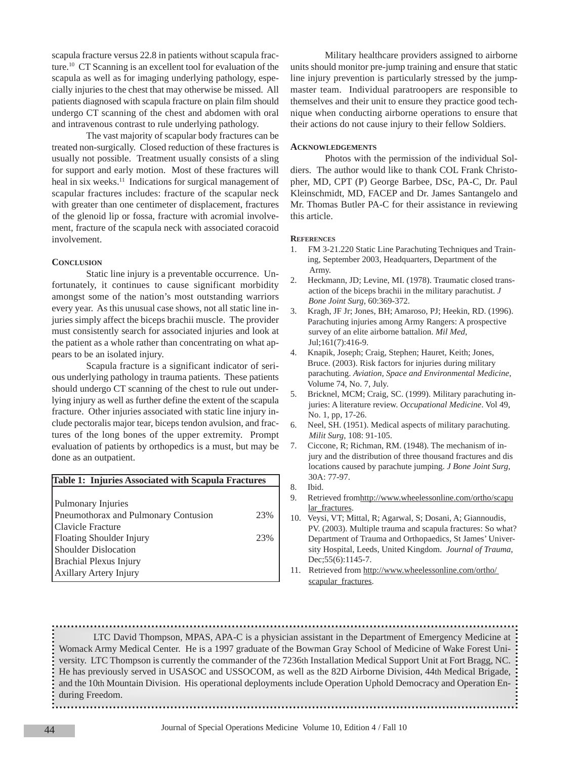scapula fracture versus 22.8 in patients without scapula fracture.[10] CT Scanning is an excellent tool for evaluation of the scapula as well as for imaging underlying pathology, especially injuries to the chest that may otherwise be missed. All patients diagnosed with scapula fracture on plain film should undergo CT scanning of the chest and abdomen with oral and intravenous contrast to rule underlying pathology.

The vast majority of scapular body fractures can be treated non-surgically. Closed reduction of these fractures is usually not possible. Treatment usually consists of a sling for support and early motion. Most of these fractures will heal in six weeks.[11] Indications for surgical management of scapular fractures includes: fracture of the scapular neck with greater than one centimeter of displacement, fractures of the glenoid lip or fossa, fracture with acromial involvement, fracture of the scapula neck with associated coracoid involvement.

## Conclusion

Static line injury is a preventable occurrence. Unfortunately, it continues to cause significant morbidity amongst some of the nation's most outstanding warriors every year. As this unusual case shows, not all static line injuries simply affect the biceps brachii muscle. The provider must consistently search for associated injuries and look at the patient as a whole rather than concentrating on what appears to be an isolated injury.

Scapula fracture is a significant indicator of serious underlying pathology in trauma patients. These patients should undergo CT scanning of the chest to rule out underlying injury as well as further define the extent of the scapula fracture. Other injuries associated with static line injury include pectoralis major tear, biceps tendon avulsion, and fractures of the long bones of the upper extremity. Prompt evaluation of patients by orthopedics is a must, but may be done as an outpatient.

**Table 1: Injuries Associated with Scapula Fractures**

| | |
|---|---|
| Pulmonary Injuries | |
| Pneumothorax and Pulmonary Contusion | 23% |
| Clavicle Fracture | |
| Floating Shoulder Injury | 23% |
| Shoulder Dislocation | |
| Brachial Plexus Injury | |
| Axillary Artery Injury | |

Military healthcare providers assigned to airborne units should monitor pre-jump training and ensure that static line injury prevention is particularly stressed by the jumpmaster team. Individual paratroopers are responsible to themselves and their unit to ensure they practice good technique when conducting airborne operations to ensure that their actions do not cause injury to their fellow Soldiers.

## Acknowledgements

Photos with the permission of the individual Soldiers. The author would like to thank COL Frank Christopher, MD, CPT (P) George Barbee, DSc, PA-C, Dr. Paul Kleinschmidt, MD, FACEP and Dr. James Santangelo and Mr. Thomas Butler PA-C for their assistance in reviewing this article.

## References

1. FM 3-21.220 Static Line Parachuting Techniques and Training, September 2003, Headquarters, Department of the Army.
2. Heckmann, JD; Levine, MI. (1978). Traumatic closed transaction of the biceps brachii in the military parachutist. *J Bone Joint Surg*, 60:369-372.
3. Kragh, JF Jr; Jones, BH; Amaroso, PJ; Heekin, RD. (1996). Parachuting injuries among Army Rangers: A prospective survey of an elite airborne battalion. *Mil Med*, Jul;161(7):416-9.
4. Knapik, Joseph; Craig, Stephen; Hauret, Keith; Jones, Bruce. (2003). Risk factors for injuries during military parachuting. *Aviation, Space and Environmental Medicine*, Volume 74, No. 7, July.
5. Bricknel, MCM; Craig, SC. (1999). Military parachuting injuries: A literature review. *Occupational Medicine*. Vol 49, No. 1, pp, 17-26.
6. Neel, SH. (1951). Medical aspects of military parachuting. *Milit Surg*, 108: 91-105.
7. Ciccone, R; Richman, RM. (1948). The mechanism of injury and the distribution of three thousand fractures and dis locations caused by parachute jumping. *J Bone Joint Surg*, 30A: 77-97.
8. Ibid.
9. Retrieved fromhttp://www.wheelessonline.com/ortho/scapular_fractures.
10. Veysi, VT; Mittal, R; Agarwal, S; Dosani, A; Giannoudis, PV. (2003). Multiple trauma and scapula fractures: So what? Department of Trauma and Orthopaedics, St James' University Hospital, Leeds, United Kingdom. *Journal of Trauma*, Dec;55(6):1145-7.
11. Retrieved from http://www.wheelessonline.com/ortho/scapular_fractures.

LTC David Thompson, MPAS, APA-C is a physician assistant in the Department of Emergency Medicine at Womack Army Medical Center. He is a 1997 graduate of the Bowman Gray School of Medicine of Wake Forest University. LTC Thompson is currently the commander of the 7236th Installation Medical Support Unit at Fort Bragg, NC. He has previously served in USASOC and USSOCOM, as well as the 82D Airborne Division, 44th Medical Brigade, and the 10th Mountain Division. His operational deployments include Operation Uphold Democracy and Operation Enduring Freedom.